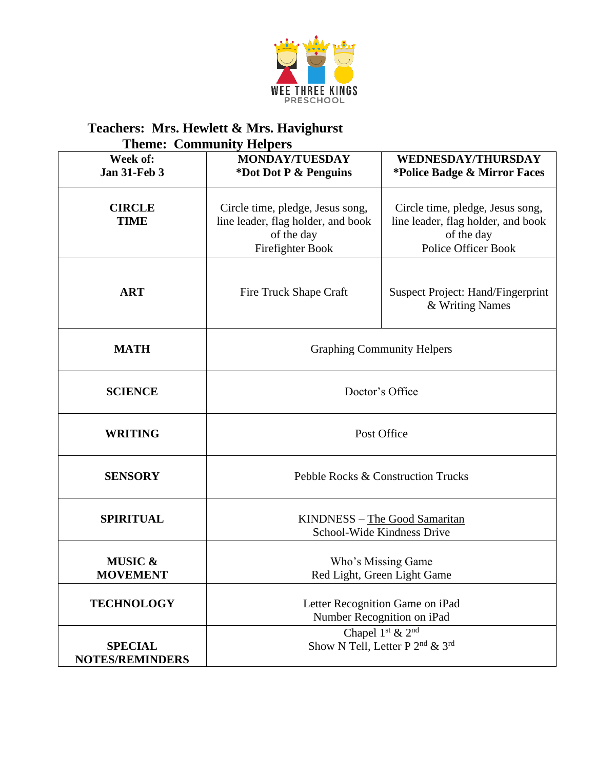WEE THREE KINGS

PRESCHOOL

**Teachers: Mrs. Hewlett & Mrs. Havighurst**

**Theme: Community Helpers**

| **Week of: Jan 31-Feb 3** | **MONDAY/TUESDAY *Dot Dot P & Penguins** | **WEDNESDAY/THURSDAY *Police Badge & Mirror Faces** |
|---|---|---|
| **CIRCLE TIME** | Circle time, pledge, Jesus song, line leader, flag holder, and book of the day<br>Firefighter Book | Circle time, pledge, Jesus song, line leader, flag holder, and book of the day<br>Police Officer Book |
| **ART** | Fire Truck Shape Craft | Suspect Project: Hand/Fingerprint & Writing Names |
| **MATH** | Graphing Community Helpers | |
| **SCIENCE** | Doctor's Office | |
| **WRITING** | Post Office | |
| **SENSORY** | Pebble Rocks & Construction Trucks | |
| **SPIRITUAL** | KINDNESS – The Good Samaritan<br>School-Wide Kindness Drive | |
| **MUSIC & MOVEMENT** | Who's Missing Game<br>Red Light, Green Light Game | |
| **TECHNOLOGY** | Letter Recognition Game on iPad<br>Number Recognition on iPad | |
| **SPECIAL NOTES/REMINDERS** | Chapel 1st & 2nd<br>Show N Tell, Letter P 2nd & 3rd | |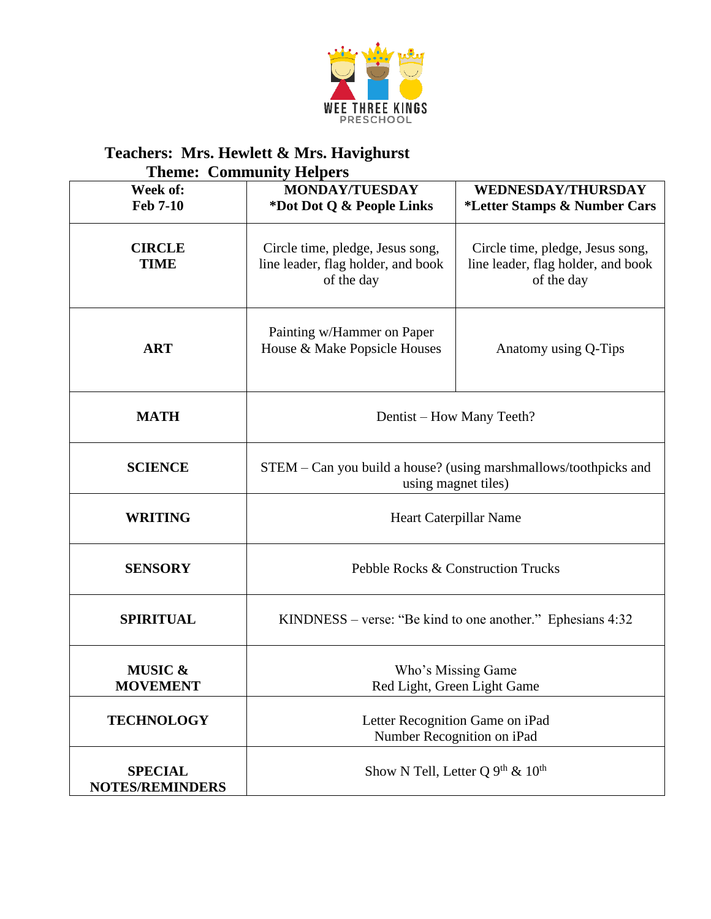WEE THREE KINGS PRESCHOOL

**Teachers: Mrs. Hewlett & Mrs. Havighurst**

**Theme: Community Helpers**

| **Week of: Feb 7-10** | **MONDAY/TUESDAY *Dot Dot Q & People Links** | **WEDNESDAY/THURSDAY *Letter Stamps & Number Cars** |
|---|---|---|
| **CIRCLE TIME** | Circle time, pledge, Jesus song, line leader, flag holder, and book of the day | Circle time, pledge, Jesus song, line leader, flag holder, and book of the day |
| **ART** | Painting w/Hammer on Paper House & Make Popsicle Houses | Anatomy using Q-Tips |
| **MATH** | Dentist – How Many Teeth? | |
| **SCIENCE** | STEM – Can you build a house? (using marshmallows/toothpicks and using magnet tiles) | |
| **WRITING** | Heart Caterpillar Name | |
| **SENSORY** | Pebble Rocks & Construction Trucks | |
| **SPIRITUAL** | KINDNESS – verse: "Be kind to one another." Ephesians 4:32 | |
| **MUSIC & MOVEMENT** | Who's Missing Game<br>Red Light, Green Light Game | |
| **TECHNOLOGY** | Letter Recognition Game on iPad<br>Number Recognition on iPad | |
| **SPECIAL NOTES/REMINDERS** | Show N Tell, Letter Q 9th & 10th | |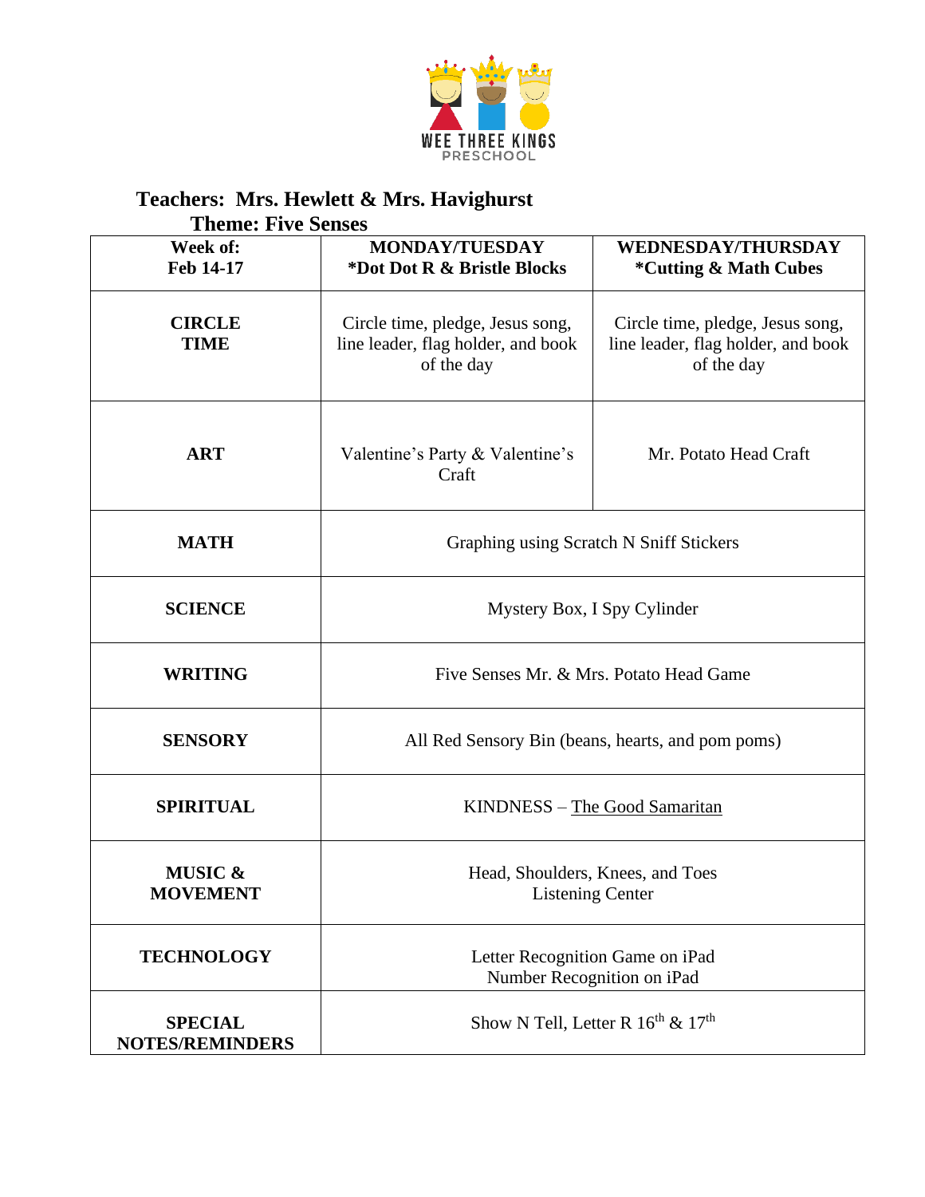WEE THREE KINGS
PRESCHOOL

**Teachers: Mrs. Hewlett & Mrs. Havighurst**

**Theme: Five Senses**

| **Week of:**<br>**Feb 14-17** | **MONDAY/TUESDAY**<br>***Dot Dot R & Bristle Blocks** | **WEDNESDAY/THURSDAY**<br>***Cutting & Math Cubes** |
|---|---|---|
| **CIRCLE TIME** | Circle time, pledge, Jesus song, line leader, flag holder, and book of the day | Circle time, pledge, Jesus song, line leader, flag holder, and book of the day |
| **ART** | Valentine's Party & Valentine's Craft | Mr. Potato Head Craft |
| **MATH** | Graphing using Scratch N Sniff Stickers | |
| **SCIENCE** | Mystery Box, I Spy Cylinder | |
| **WRITING** | Five Senses Mr. & Mrs. Potato Head Game | |
| **SENSORY** | All Red Sensory Bin (beans, hearts, and pom poms) | |
| **SPIRITUAL** | KINDNESS – The Good Samaritan | |
| **MUSIC & MOVEMENT** | Head, Shoulders, Knees, and Toes<br>Listening Center | |
| **TECHNOLOGY** | Letter Recognition Game on iPad<br>Number Recognition on iPad | |
| **SPECIAL NOTES/REMINDERS** | Show N Tell, Letter R 16th & 17th | |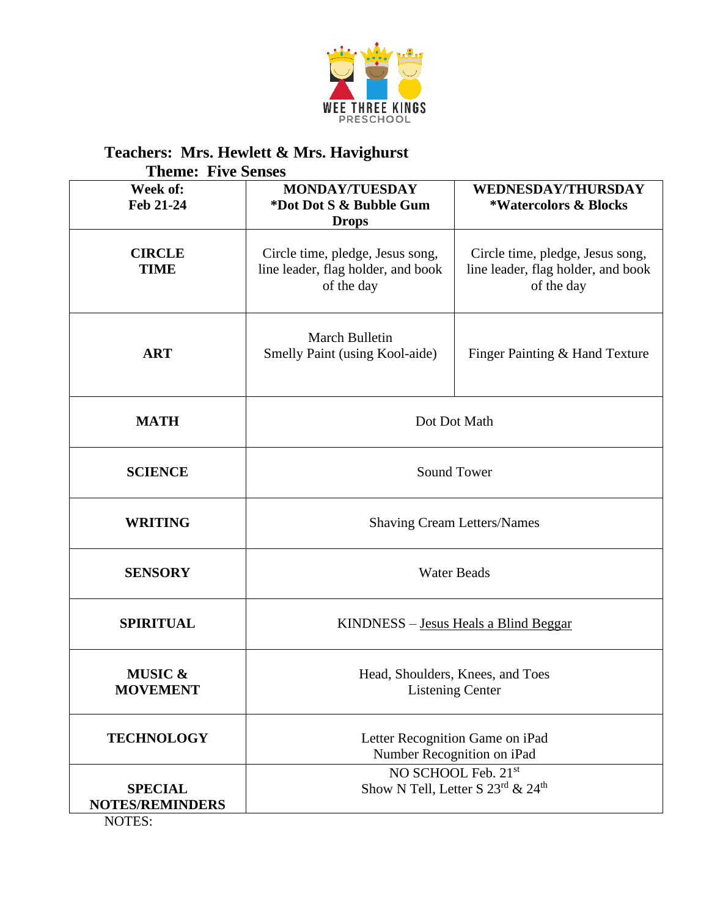WEE THREE KINGS
PRESCHOOL

**Teachers: Mrs. Hewlett & Mrs. Havighurst**

**Theme: Five Senses**

| **Week of: Feb 21-24** | **MONDAY/TUESDAY *Dot Dot S & Bubble Gum Drops** | **WEDNESDAY/THURSDAY *Watercolors & Blocks** |
|---|---|---|
| **CIRCLE TIME** | Circle time, pledge, Jesus song, line leader, flag holder, and book of the day | Circle time, pledge, Jesus song, line leader, flag holder, and book of the day |
| **ART** | March Bulletin<br>Smelly Paint (using Kool-aide) | Finger Painting & Hand Texture |
| **MATH** | Dot Dot Math | |
| **SCIENCE** | Sound Tower | |
| **WRITING** | Shaving Cream Letters/Names | |
| **SENSORY** | Water Beads | |
| **SPIRITUAL** | KINDNESS – Jesus Heals a Blind Beggar | |
| **MUSIC & MOVEMENT** | Head, Shoulders, Knees, and Toes<br>Listening Center | |
| **TECHNOLOGY** | Letter Recognition Game on iPad<br>Number Recognition on iPad | |
| **SPECIAL NOTES/REMINDERS** | NO SCHOOL Feb. 21st<br>Show N Tell, Letter S 23rd & 24th | |

NOTES: